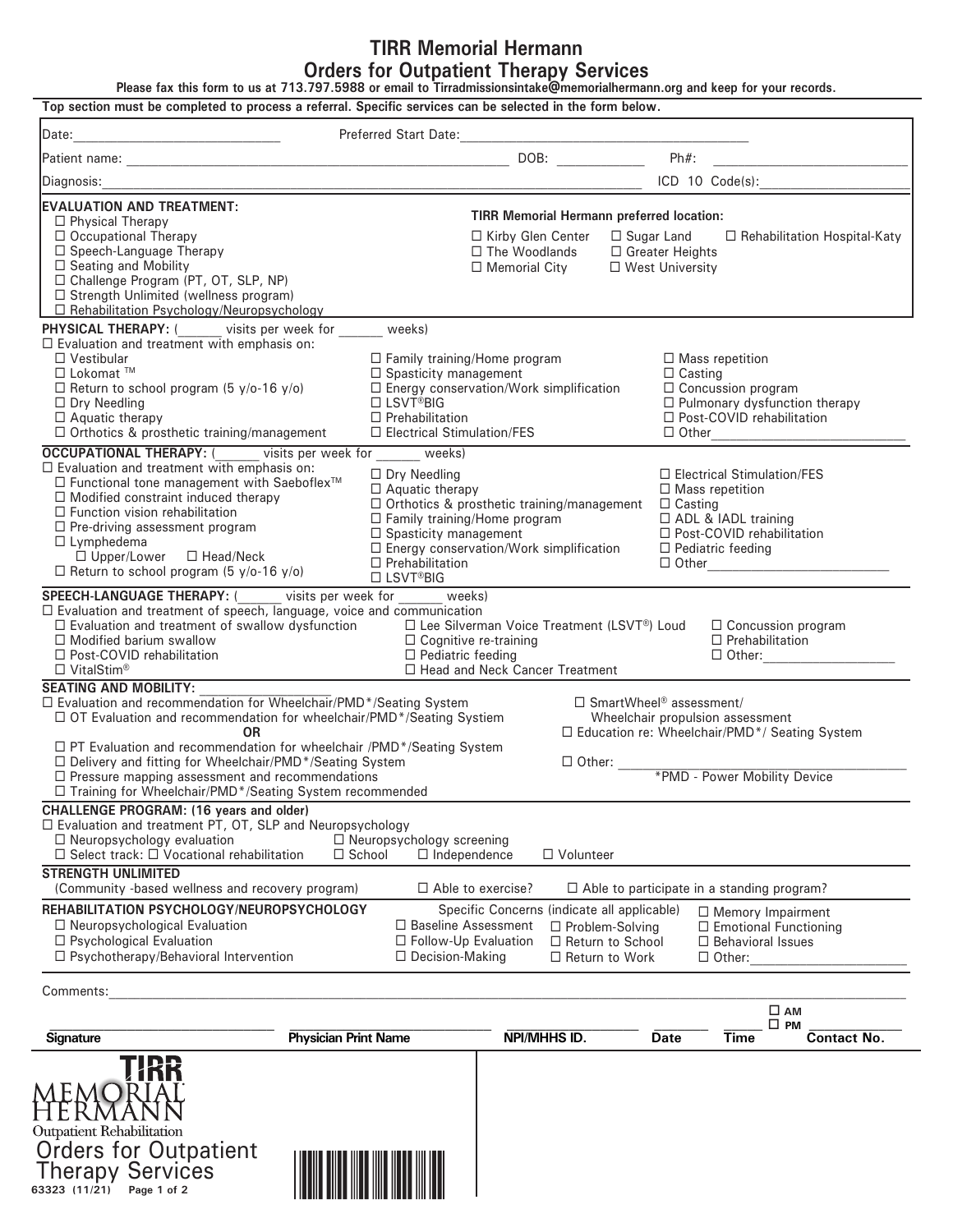# TIRR Memorial Hermann
## Orders for Outpatient Therapy Services

**Please fax this form to us at 713.797.5988 or email to Tirradmissionsintake@memorialhermann.org and keep for your records.**

**Top section must be completed to process a referral. Specific services can be selected in the form below.**

Date:____________________________ Preferred Start Date:________________________________________

Patient name: ________________________________________________________ DOB: ____________ Ph#: ____________________

Diagnosis:______________________________________________________________________________ ICD 10 Code(s):____________________

**EVALUATION AND TREATMENT:**

- ☐ Physical Therapy
- ☐ Occupational Therapy
- ☐ Speech-Language Therapy
- ☐ Seating and Mobility
- ☐ Challenge Program (PT, OT, SLP, NP)
- ☐ Strength Unlimited (wellness program)
- ☐ Rehabilitation Psychology/Neuropsychology

**TIRR Memorial Hermann preferred location:**

☐ Kirby Glen Center ☐ Sugar Land ☐ Rehabilitation Hospital-Katy
☐ The Woodlands ☐ Greater Heights
☐ Memorial City ☐ West University

**PHYSICAL THERAPY:** (______ visits per week for ______ weeks)

☐ Evaluation and treatment with emphasis on:

- ☐ Vestibular
- ☐ Lokomat ™
- ☐ Return to school program (5 y/o-16 y/o)
- ☐ Dry Needling
- ☐ Aquatic therapy
- ☐ Orthotics & prosthetic training/management
- ☐ Family training/Home program
- ☐ Spasticity management
- ☐ Energy conservation/Work simplification
- ☐ LSVT®BIG
- ☐ Prehabilitation
- ☐ Electrical Stimulation/FES
- ☐ Mass repetition
- ☐ Casting
- ☐ Concussion program
- ☐ Pulmonary dysfunction therapy
- ☐ Post-COVID rehabilitation
- ☐ Other____________________________

**OCCUPATIONAL THERAPY:** (______ visits per week for ______ weeks)

☐ Evaluation and treatment with emphasis on:

- ☐ Functional tone management with Saeboflex™
- ☐ Modified constraint induced therapy
- ☐ Function vision rehabilitation
- ☐ Pre-driving assessment program
- ☐ Lymphedema
  - ☐ Upper/Lower ☐ Head/Neck
- ☐ Return to school program (5 y/o-16 y/o)
- ☐ Dry Needling
- ☐ Aquatic therapy
- ☐ Orthotics & prosthetic training/management
- ☐ Family training/Home program
- ☐ Spasticity management
- ☐ Energy conservation/Work simplification
- ☐ Prehabilitation
- ☐ LSVT®BIG
- ☐ Electrical Stimulation/FES
- ☐ Mass repetition
- ☐ Casting
- ☐ ADL & IADL training
- ☐ Post-COVID rehabilitation
- ☐ Pediatric feeding
- ☐ Other__________________________

**SPEECH-LANGUAGE THERAPY:** (______ visits per week for ______ weeks)

☐ Evaluation and treatment of speech, language, voice and communication

- ☐ Evaluation and treatment of swallow dysfunction
- ☐ Modified barium swallow
- ☐ Post-COVID rehabilitation
- ☐ VitalStim®
- ☐ Lee Silverman Voice Treatment (LSVT®) Loud
- ☐ Cognitive re-training
- ☐ Pediatric feeding
- ☐ Head and Neck Cancer Treatment
- ☐ Concussion program
- ☐ Prehabilitation
- ☐ Other:__________________

**SEATING AND MOBILITY:** ________________

- ☐ Evaluation and recommendation for Wheelchair/PMD*/Seating System
  - ☐ OT Evaluation and recommendation for wheelchair/PMD*/Seating Sysytem

    **OR**
  - ☐ PT Evaluation and recommendation for wheelchair /PMD*/Seating System
- ☐ Delivery and fitting for Wheelchair/PMD*/Seating System
- ☐ Pressure mapping assessment and recommendations
- ☐ Training for Wheelchair/PMD*/Seating System recommended
- ☐ SmartWheel® assessment/ Wheelchair propulsion assessment
- ☐ Education re: Wheelchair/PMD*/ Seating System
- ☐ Other: ________________________________________

*PMD - Power Mobility Device

**CHALLENGE PROGRAM: (16 years and older)**

☐ Evaluation and treatment PT, OT, SLP and Neuropsychology

- ☐ Neuropsychology evaluation ☐ Neuropsychology screening
- ☐ Select track: ☐ Vocational rehabilitation ☐ School ☐ Independence ☐ Volunteer

**STRENGTH UNLIMITED**

(Community -based wellness and recovery program) ☐ Able to exercise? ☐ Able to participate in a standing program?

**REHABILITATION PSYCHOLOGY/NEUROPSYCHOLOGY**

- ☐ Neuropsychological Evaluation
- ☐ Psychological Evaluation
- ☐ Psychotherapy/Behavioral Intervention

Specific Concerns (indicate all applicable)

- ☐ Baseline Assessment
- ☐ Follow-Up Evaluation
- ☐ Decision-Making
- ☐ Problem-Solving
- ☐ Return to School
- ☐ Return to Work
- ☐ Memory Impairment
- ☐ Emotional Functioning
- ☐ Behavioral Issues
- ☐ Other:______________________

Comments:______________________________________________________________________________________________________

| Signature | Physician Print Name | NPI/MHHS ID. | Date | Time ☐ AM ☐ PM | Contact No. |
|---|---|---|---|---|---|
| | | | | | |

TIRR Memorial Hermann
Outpatient Rehabilitation
Orders for Outpatient Therapy Services
63323 (11/21)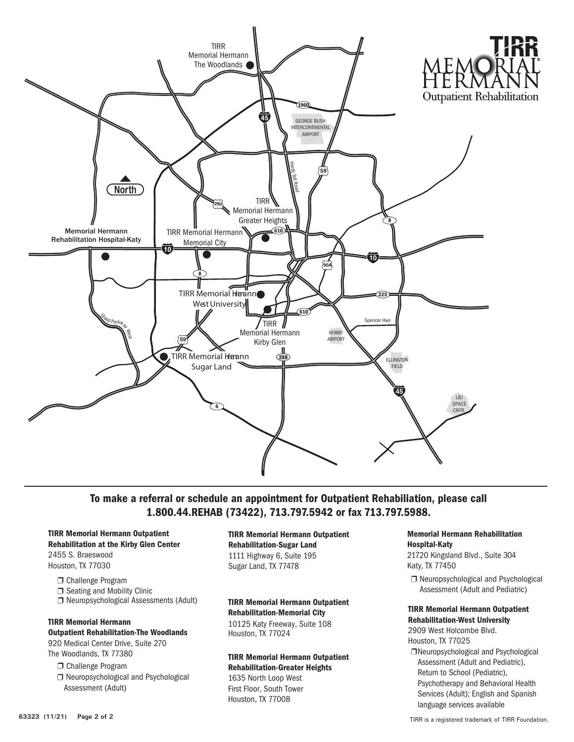TIRR
MEMORIAL
HERMANN
Outpatient Rehabilitation

TIRR Memorial Hermann The Woodlands
1960
45
GEORGE BUSH INTERCONTINENTAL AIRPORT
Hardy Toll Road
59
North
290
TIRR Memorial Hermann Greater Heights
8
Memorial Hermann Rehabilitation Hospital-Katy
TIRR Memorial Hermann Memorial City
610
10
10
90A
8
TIRR Memorial Hermann West University
225
610
Grand Parkway West
Spencer Hwy.
TIRR Memorial Hermann Kirby Glen
HOBBY AIRPORT
59
TIRR Memorial Hermann Sugar Land
288
ELLINGTON FIELD
45
LBJ SPACE CNTR.
6

## To make a referral or schedule an appointment for Outpatient Rehabiliation, please call 1.800.44.REHAB (73422), 713.797.5942 or fax 713.797.5988.

**TIRR Memorial Hermann Outpatient Rehabilitation at the Kirby Glen Center**
2455 S. Braeswood
Houston, TX 77030

- ❒ Challenge Program
- ❒ Seating and Mobility Clinic
- ❒ Neuropsychological Assessments (Adult)

**TIRR Memorial Hermann Outpatient Rehabilitation-The Woodlands**
920 Medical Center Drive, Suite 270
The Woodlands, TX 77380

- ❒ Challenge Program
- ❒ Neuropsychological and Psychological Assessment (Adult)

**TIRR Memorial Hermann Outpatient Rehabilitation-Sugar Land**
1111 Highway 6, Suite 195
Sugar Land, TX 77478

**TIRR Memorial Hermann Outpatient Rehabilitation-Memorial City**
10125 Katy Freeway, Suite 108
Houston, TX 77024

**TIRR Memorial Hermann Outpatient Rehabilitation-Greater Heights**
1635 North Loop West
First Floor, South Tower
Houston, TX 77008

**Memorial Hermann Rehabilitation Hospital-Katy**
21720 Kingsland Blvd., Suite 304
Katy, TX 77450

- ❒ Neuropsychological and Psychological Assessment (Adult and Pediatric)

**TIRR Memorial Hermann Outpatient Rehabilitation-West University**
2909 West Holcombe Blvd.
Houston, TX 77025

- ❒ Neuropsychological and Psychological Assessment (Adult and Pediatric), Return to School (Pediatric), Psychotherapy and Behavioral Health Services (Adult); English and Spanish language services available

63323 (11/21)

TIRR is a registered trademark of TIRR Foundation.